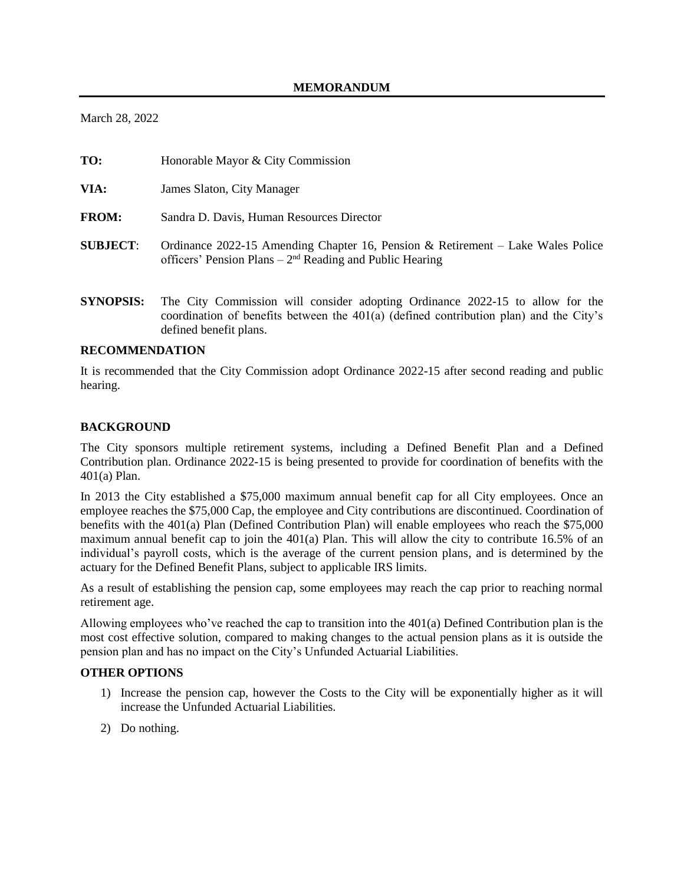# MEMORANDUM

March 28, 2022

**TO:** Honorable Mayor & City Commission

**VIA:** James Slaton, City Manager

**FROM:** Sandra D. Davis, Human Resources Director

**SUBJECT**: Ordinance 2022-15 Amending Chapter 16, Pension & Retirement – Lake Wales Police officers' Pension Plans – 2nd Reading and Public Hearing

**SYNOPSIS:** The City Commission will consider adopting Ordinance 2022-15 to allow for the coordination of benefits between the 401(a) (defined contribution plan) and the City's defined benefit plans.

## RECOMMENDATION

It is recommended that the City Commission adopt Ordinance 2022-15 after second reading and public hearing.

## BACKGROUND

The City sponsors multiple retirement systems, including a Defined Benefit Plan and a Defined Contribution plan. Ordinance 2022-15 is being presented to provide for coordination of benefits with the 401(a) Plan.

In 2013 the City established a $75,000 maximum annual benefit cap for all City employees. Once an employee reaches the $75,000 Cap, the employee and City contributions are discontinued. Coordination of benefits with the 401(a) Plan (Defined Contribution Plan) will enable employees who reach the $75,000 maximum annual benefit cap to join the 401(a) Plan. This will allow the city to contribute 16.5% of an individual's payroll costs, which is the average of the current pension plans, and is determined by the actuary for the Defined Benefit Plans, subject to applicable IRS limits.

As a result of establishing the pension cap, some employees may reach the cap prior to reaching normal retirement age.

Allowing employees who've reached the cap to transition into the 401(a) Defined Contribution plan is the most cost effective solution, compared to making changes to the actual pension plans as it is outside the pension plan and has no impact on the City's Unfunded Actuarial Liabilities.

## OTHER OPTIONS

1) Increase the pension cap, however the Costs to the City will be exponentially higher as it will increase the Unfunded Actuarial Liabilities.
2) Do nothing.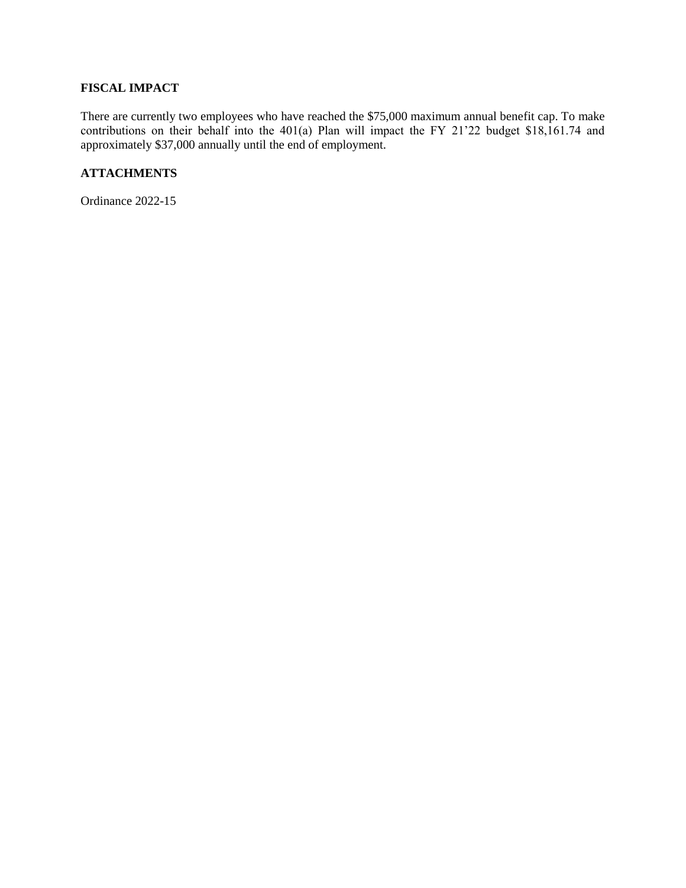**FISCAL IMPACT**

There are currently two employees who have reached the $75,000 maximum annual benefit cap. To make contributions on their behalf into the 401(a) Plan will impact the FY 21'22 budget $18,161.74 and approximately $37,000 annually until the end of employment.

**ATTACHMENTS**

Ordinance 2022-15